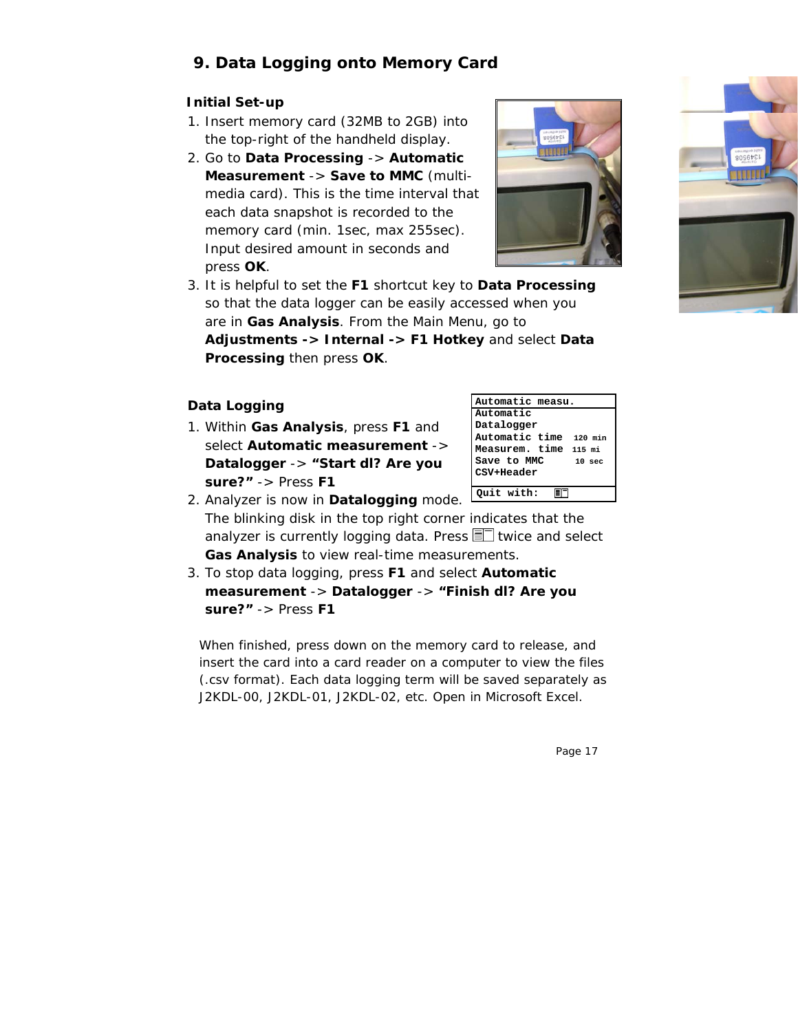## 9. Data Logging onto Memory Card

### Initial Set-up

1. Insert memory card (32MB to 2GB) into the top-right of the handheld display.
2. Go to **Data Processing** -> **Automatic Measurement** -> **Save to MMC** (multi-media card). This is the time interval that each data snapshot is recorded to the memory card (min. 1sec, max 255sec). Input desired amount in seconds and press **OK**.
3. It is helpful to set the **F1** shortcut key to **Data Processing** so that the data logger can be easily accessed when you are in **Gas Analysis**. From the Main Menu, go to **Adjustments -> Internal -> F1 Hotkey** and select **Data Processing** then press **OK**.

### Data Logging

```
Automatic measu.
Automatic
Datalogger
Automatic time  120 min
Measurem. time  115 mi
Save to MMC      10 sec
CSV+Header

Quit with:
```

1. Within **Gas Analysis**, press **F1** and select **Automatic measurement** -> **Datalogger** -> **"Start dl? Are you sure?"** -> Press **F1**
2. Analyzer is now in **Datalogging** mode. The blinking disk in the top right corner indicates that the analyzer is currently logging data. Press the menu key twice and select **Gas Analysis** to view real-time measurements.
3. To stop data logging, press **F1** and select **Automatic measurement** -> **Datalogger** -> **"Finish dl? Are you sure?"** -> Press **F1**

When finished, press down on the memory card to release, and insert the card into a card reader on a computer to view the files (.csv format). Each data logging term will be saved separately as J2KDL-00, J2KDL-01, J2KDL-02, etc. Open in Microsoft Excel.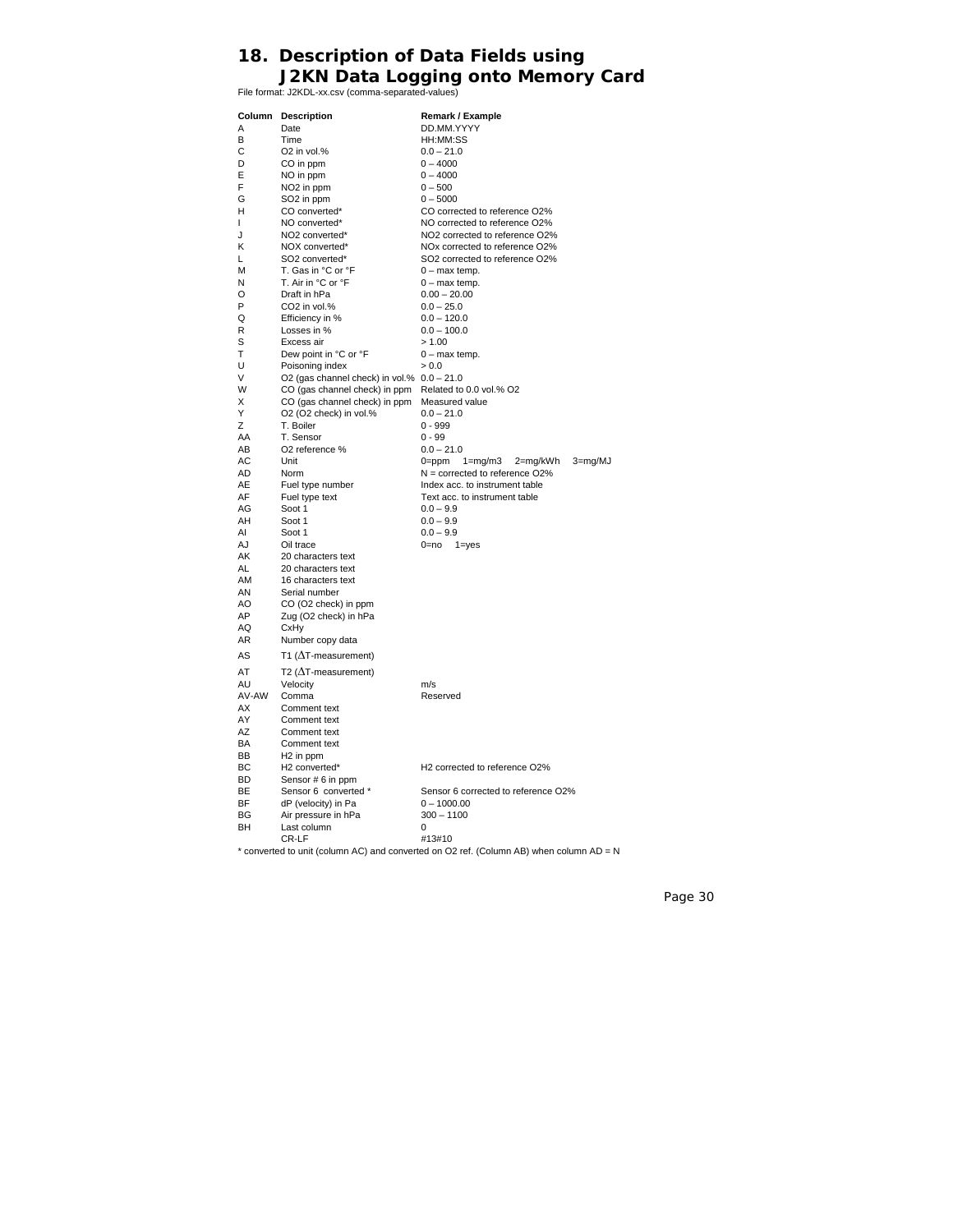# 18. Description of Data Fields using J2KN Data Logging onto Memory Card

File format: J2KDL-xx.csv (comma-separated-values)

| Column | Description | Remark / Example |
|---|---|---|
| A | Date | DD.MM.YYYY |
| B | Time | HH:MM:SS |
| C | $O_2$ in vol.% | 0.0 – 21.0 |
| D | CO in ppm | 0 – 4000 |
| E | NO in ppm | 0 – 4000 |
| F | $NO_2$ in ppm | 0 – 500 |
| G | $SO_2$ in ppm | 0 – 5000 |
| H | CO converted* | CO corrected to reference $O_2$% |
| I | NO converted* | NO corrected to reference $O_2$% |
| J | $NO_2$ converted* | $NO_2$ corrected to reference $O_2$% |
| K | NOX converted* | $NO_x$ corrected to reference $O_2$% |
| L | $SO_2$ converted* | $SO_2$ corrected to reference $O_2$% |
| M | T. Gas in °C or °F | 0 – max temp. |
| N | T. Air in °C or °F | 0 – max temp. |
| O | Draft in hPa | 0.00 – 20.00 |
| P | $CO_2$ in vol.% | 0.0 – 25.0 |
| Q | Efficiency in % | 0.0 – 120.0 |
| R | Losses in % | 0.0 – 100.0 |
| S | Excess air | > 1.00 |
| T | Dew point in °C or °F | 0 – max temp. |
| U | Poisoning index | > 0.0 |
| V | $O_2$ (gas channel check) in vol.% | 0.0 – 21.0 |
| W | CO (gas channel check) in ppm | Related to 0.0 vol.% $O_2$ |
| X | CO (gas channel check) in ppm | Measured value |
| Y | $O_2$ ($O_2$ check) in vol.% | 0.0 – 21.0 |
| Z | T. Boiler | 0 - 999 |
| AA | T. Sensor | 0 - 99 |
| AB | $O_2$ reference % | 0.0 – 21.0 |
| AC | Unit | 0=ppm 1=mg/m3 2=mg/kWh 3=mg/MJ |
| AD | Norm | N = corrected to reference $O_2$% |
| AE | Fuel type number | Index acc. to instrument table |
| AF | Fuel type text | Text acc. to instrument table |
| AG | Soot 1 | 0.0 – 9.9 |
| AH | Soot 1 | 0.0 – 9.9 |
| AI | Soot 1 | 0.0 – 9.9 |
| AJ | Oil trace | 0=no 1=yes |
| AK | 20 characters text | |
| AL | 20 characters text | |
| AM | 16 characters text | |
| AN | Serial number | |
| AO | CO ($O_2$ check) in ppm | |
| AP | Zug ($O_2$ check) in hPa | |
| AQ | CxHy | |
| AR | Number copy data | |
| AS | T1 ($\Delta$T-measurement) | |
| AT | T2 ($\Delta$T-measurement) | |
| AU | Velocity | m/s |
| AV-AW | Comma | Reserved |
| AX | Comment text | |
| AY | Comment text | |
| AZ | Comment text | |
| BA | Comment text | |
| BB | $H_2$ in ppm | |
| BC | $H_2$ converted* | $H_2$ corrected to reference $O_2$% |
| BD | Sensor # 6 in ppm | |
| BE | Sensor 6 converted * | Sensor 6 corrected to reference $O_2$% |
| BF | dP (velocity) in Pa | 0 – 1000.00 |
| BG | Air pressure in hPa | 300 – 1100 |
| BH | Last column | 0 |
| | CR-LF | #13#10 |

\* converted to unit (column AC) and converted on $O_2$ ref. (Column AB) when column AD = N